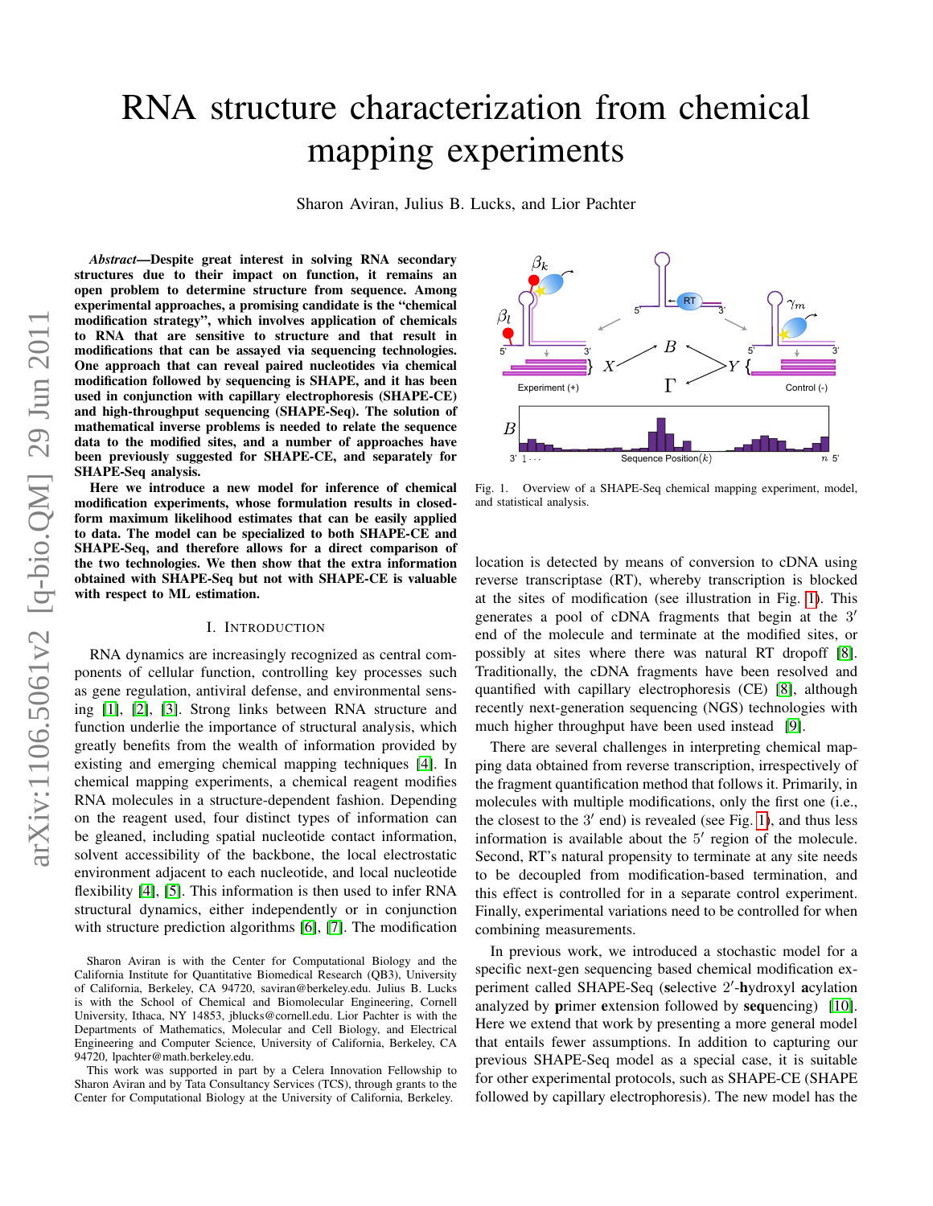# RNA structure characterization from chemical mapping experiments

Sharon Aviran, Julius B. Lucks, and Lior Pachter

***Abstract*—Despite great interest in solving RNA secondary structures due to their impact on function, it remains an open problem to determine structure from sequence. Among experimental approaches, a promising candidate is the "chemical modification strategy", which involves application of chemicals to RNA that are sensitive to structure and that result in modifications that can be assayed via sequencing technologies. One approach that can reveal paired nucleotides via chemical modification followed by sequencing is SHAPE, and it has been used in conjunction with capillary electrophoresis (SHAPE-CE) and high-throughput sequencing (SHAPE-Seq). The solution of mathematical inverse problems is needed to relate the sequence data to the modified sites, and a number of approaches have been previously suggested for SHAPE-CE, and separately for SHAPE-Seq analysis.**

**Here we introduce a new model for inference of chemical modification experiments, whose formulation results in closed-form maximum likelihood estimates that can be easily applied to data. The model can be specialized to both SHAPE-CE and SHAPE-Seq, and therefore allows for a direct comparison of the two technologies. We then show that the extra information obtained with SHAPE-Seq but not with SHAPE-CE is valuable with respect to ML estimation.**

## I. Introduction

RNA dynamics are increasingly recognized as central components of cellular function, controlling key processes such as gene regulation, antiviral defense, and environmental sensing [1], [2], [3]. Strong links between RNA structure and function underlie the importance of structural analysis, which greatly benefits from the wealth of information provided by existing and emerging chemical mapping techniques [4]. In chemical mapping experiments, a chemical reagent modifies RNA molecules in a structure-dependent fashion. Depending on the reagent used, four distinct types of information can be gleaned, including spatial nucleotide contact information, solvent accessibility of the backbone, the local electrostatic environment adjacent to each nucleotide, and local nucleotide flexibility [4], [5]. This information is then used to infer RNA structural dynamics, either independently or in conjunction with structure prediction algorithms [6], [7]. The modification location is detected by means of conversion to cDNA using reverse transcriptase (RT), whereby transcription is blocked at the sites of modification (see illustration in Fig. 1). This generates a pool of cDNA fragments that begin at the $3'$ end of the molecule and terminate at the modified sites, or possibly at sites where there was natural RT dropoff [8]. Traditionally, the cDNA fragments have been resolved and quantified with capillary electrophoresis (CE) [8], although recently next-generation sequencing (NGS) technologies with much higher throughput have been used instead [9].

Fig. 1. Overview of a SHAPE-Seq chemical mapping experiment, model, and statistical analysis.

There are several challenges in interpreting chemical mapping data obtained from reverse transcription, irrespectively of the fragment quantification method that follows it. Primarily, in molecules with multiple modifications, only the first one (i.e., the closest to the $3'$ end) is revealed (see Fig. 1), and thus less information is available about the $5'$ region of the molecule. Second, RT's natural propensity to terminate at any site needs to be decoupled from modification-based termination, and this effect is controlled for in a separate control experiment. Finally, experimental variations need to be controlled for when combining measurements.

In previous work, we introduced a stochastic model for a specific next-gen sequencing based chemical modification experiment called SHAPE-Seq (**s**elective $2'$-**h**ydroxyl **a**cylation analyzed by **p**rimer **e**xtension followed by **seq**uencing) [10]. Here we extend that work by presenting a more general model that entails fewer assumptions. In addition to capturing our previous SHAPE-Seq model as a special case, it is suitable for other experimental protocols, such as SHAPE-CE (SHAPE followed by capillary electrophoresis). The new model has the

Sharon Aviran is with the Center for Computational Biology and the California Institute for Quantitative Biomedical Research (QB3), University of California, Berkeley, CA 94720, saviran@berkeley.edu. Julius B. Lucks is with the School of Chemical and Biomolecular Engineering, Cornell University, Ithaca, NY 14853, jblucks@cornell.edu. Lior Pachter is with the Departments of Mathematics, Molecular and Cell Biology, and Electrical Engineering and Computer Science, University of California, Berkeley, CA 94720, lpachter@math.berkeley.edu.

This work was supported in part by a Celera Innovation Fellowship to Sharon Aviran and by Tata Consultancy Services (TCS), through grants to the Center for Computational Biology at the University of California, Berkeley.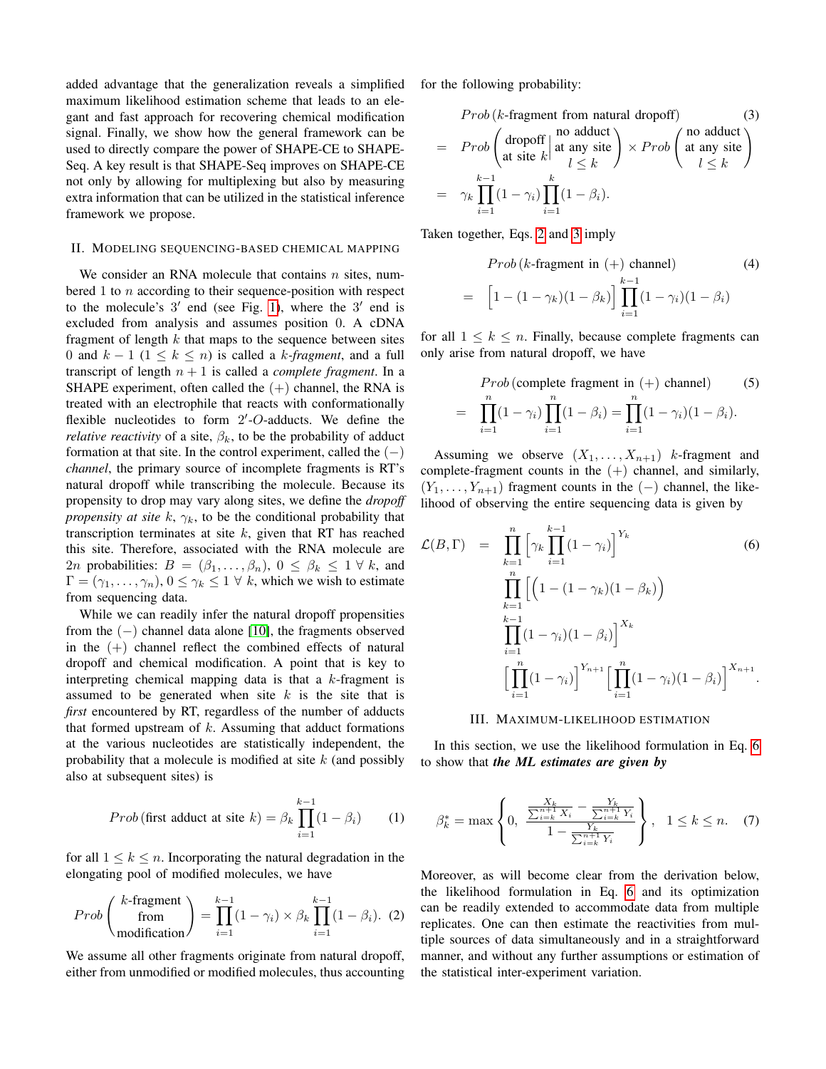added advantage that the generalization reveals a simplified maximum likelihood estimation scheme that leads to an elegant and fast approach for recovering chemical modification signal. Finally, we show how the general framework can be used to directly compare the power of SHAPE-CE to SHAPE-Seq. A key result is that SHAPE-Seq improves on SHAPE-CE not only by allowing for multiplexing but also by measuring extra information that can be utilized in the statistical inference framework we propose.

## II. Modeling sequencing-based chemical mapping

We consider an RNA molecule that contains $n$ sites, numbered 1 to $n$ according to their sequence-position with respect to the molecule's $3'$ end (see Fig. 1), where the $3'$ end is excluded from analysis and assumes position 0. A cDNA fragment of length $k$ that maps to the sequence between sites 0 and $k-1$ ($1 \le k \le n$) is called a *$k$-fragment*, and a full transcript of length $n+1$ is called a *complete fragment*. In a SHAPE experiment, often called the $(+)$ channel, the RNA is treated with an electrophile that reacts with conformationally flexible nucleotides to form $2'$-$O$-adducts. We define the *relative reactivity* of a site, $\beta_k$, to be the probability of adduct formation at that site. In the control experiment, called the $(-)$ *channel*, the primary source of incomplete fragments is RT's natural dropoff while transcribing the molecule. Because its propensity to drop may vary along sites, we define the *dropoff propensity at site $k$*, $\gamma_k$, to be the conditional probability that transcription terminates at site $k$, given that RT has reached this site. Therefore, associated with the RNA molecule are $2n$ probabilities: $B = (\beta_1, \ldots, \beta_n)$, $0 \le \beta_k \le 1 \ \forall\ k$, and $\Gamma = (\gamma_1, \ldots, \gamma_n)$, $0 \le \gamma_k \le 1 \ \forall\ k$, which we wish to estimate from sequencing data.

While we can readily infer the natural dropoff propensities from the $(-)$ channel data alone [10], the fragments observed in the $(+)$ channel reflect the combined effects of natural dropoff and chemical modification. A point that is key to interpreting chemical mapping data is that a $k$-fragment is assumed to be generated when site $k$ is the site that is *first* encountered by RT, regardless of the number of adducts that formed upstream of $k$. Assuming that adduct formations at the various nucleotides are statistically independent, the probability that a molecule is modified at site $k$ (and possibly also at subsequent sites) is

$$
Prob\,(\text{first adduct at site } k) = \beta_k \prod_{i=1}^{k-1} (1-\beta_i) \tag{1}
$$

for all $1 \le k \le n$. Incorporating the natural degradation in the elongating pool of modified molecules, we have

$$
Prob\begin{pmatrix} k\text{-fragment} \\ \text{from} \\ \text{modification} \end{pmatrix} = \prod_{i=1}^{k-1}(1-\gamma_i) \times \beta_k \prod_{i=1}^{k-1}(1-\beta_i). \tag{2}
$$

We assume all other fragments originate from natural dropoff, either from unmodified or modified molecules, thus accounting for the following probability:

$$
\begin{aligned}
& Prob\,(k\text{-fragment from natural dropoff}) \\
= \;& Prob\left(\begin{matrix}\text{dropoff} \\ \text{at site } k\end{matrix}\middle| \begin{matrix}\text{no adduct} \\ \text{at any site} \\ l \le k\end{matrix}\right) \times Prob\begin{pmatrix}\text{no adduct} \\ \text{at any site} \\ l \le k\end{pmatrix} \\
= \;& \gamma_k \prod_{i=1}^{k-1}(1-\gamma_i) \prod_{i=1}^{k}(1-\beta_i).
\end{aligned} \tag{3}
$$

Taken together, Eqs. 2 and 3 imply

$$
\begin{aligned}
& Prob\,(k\text{-fragment in } (+) \text{ channel}) \\
= \;& \Big[1-(1-\gamma_k)(1-\beta_k)\Big] \prod_{i=1}^{k-1}(1-\gamma_i)(1-\beta_i)
\end{aligned} \tag{4}
$$

for all $1 \le k \le n$. Finally, because complete fragments can only arise from natural dropoff, we have

$$
\begin{aligned}
& Prob\,(\text{complete fragment in } (+) \text{ channel}) \\
= \;& \prod_{i=1}^{n}(1-\gamma_i) \prod_{i=1}^{n}(1-\beta_i) = \prod_{i=1}^{n}(1-\gamma_i)(1-\beta_i).
\end{aligned} \tag{5}
$$

Assuming we observe $(X_1, \ldots, X_{n+1})$ $k$-fragment and complete-fragment counts in the $(+)$ channel, and similarly, $(Y_1, \ldots, Y_{n+1})$ fragment counts in the $(-)$ channel, the likelihood of observing the entire sequencing data is given by

$$
\begin{aligned}
\mathcal{L}(B, \Gamma) \;=\; & \prod_{k=1}^{n} \Big[\gamma_k \prod_{i=1}^{k-1}(1-\gamma_i)\Big]^{Y_k} \\
& \prod_{k=1}^{n} \Big[\Big(1-(1-\gamma_k)(1-\beta_k)\Big) \\
& \prod_{i=1}^{k-1}(1-\gamma_i)(1-\beta_i)\Big]^{X_k} \\
& \Big[\prod_{i=1}^{n}(1-\gamma_i)\Big]^{Y_{n+1}} \Big[\prod_{i=1}^{n}(1-\gamma_i)(1-\beta_i)\Big]^{X_{n+1}}.
\end{aligned} \tag{6}
$$

## III. Maximum-likelihood estimation

In this section, we use the likelihood formulation in Eq. 6 to show that ***the ML estimates are given by***

$$
\beta_k^* = \max\left\{0,\; \frac{\frac{X_k}{\sum_{i=k}^{n+1} X_i} - \frac{Y_k}{\sum_{i=k}^{n+1} Y_i}}{1 - \frac{Y_k}{\sum_{i=k}^{n+1} Y_i}}\right\}, \quad 1 \le k \le n. \tag{7}
$$

Moreover, as will become clear from the derivation below, the likelihood formulation in Eq. 6 and its optimization can be readily extended to accommodate data from multiple replicates. One can then estimate the reactivities from multiple sources of data simultaneously and in a straightforward manner, and without any further assumptions or estimation of the statistical inter-experiment variation.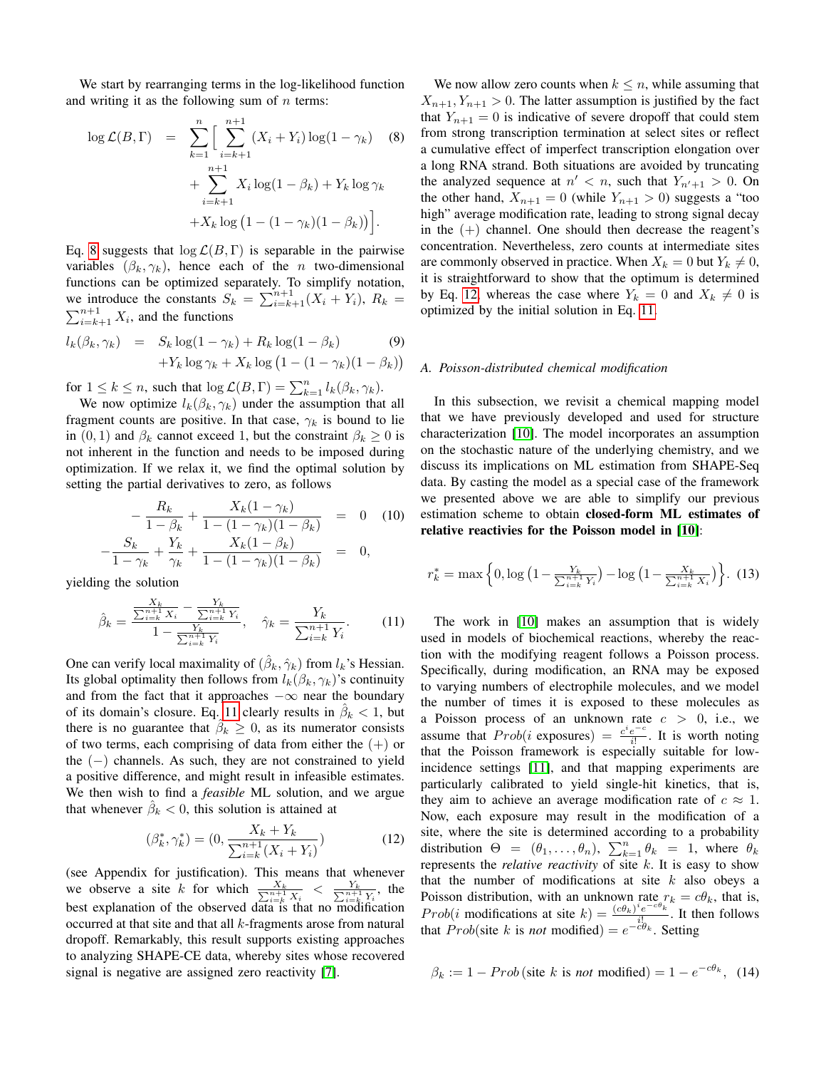We start by rearranging terms in the log-likelihood function and writing it as the following sum of $n$ terms:

$$
\begin{aligned}
\log \mathcal{L}(B, \Gamma) \;=\; & \sum_{k=1}^{n} \Big[ \sum_{i=k+1}^{n+1} (X_i + Y_i) \log(1-\gamma_k) \\
& + \sum_{i=k+1}^{n+1} X_i \log(1-\beta_k) + Y_k \log \gamma_k \\
& + X_k \log\big(1-(1-\gamma_k)(1-\beta_k)\big) \Big].
\end{aligned} \tag{8}
$$

Eq. 8 suggests that $\log \mathcal{L}(B, \Gamma)$ is separable in the pairwise variables $(\beta_k, \gamma_k)$, hence each of the $n$ two-dimensional functions can be optimized separately. To simplify notation, we introduce the constants $S_k = \sum_{i=k+1}^{n+1}(X_i + Y_i)$, $R_k = \sum_{i=k+1}^{n+1} X_i$, and the functions

$$
\begin{aligned}
l_k(\beta_k, \gamma_k) \;=\; & S_k \log(1-\gamma_k) + R_k \log(1-\beta_k) \\
& + Y_k \log \gamma_k + X_k \log\big(1-(1-\gamma_k)(1-\beta_k)\big)
\end{aligned} \tag{9}
$$

for $1 \le k \le n$, such that $\log \mathcal{L}(B, \Gamma) = \sum_{k=1}^{n} l_k(\beta_k, \gamma_k)$.

We now optimize $l_k(\beta_k, \gamma_k)$ under the assumption that all fragment counts are positive. In that case, $\gamma_k$ is bound to lie in $(0, 1)$ and $\beta_k$ cannot exceed 1, but the constraint $\beta_k \ge 0$ is not inherent in the function and needs to be imposed during optimization. If we relax it, we find the optimal solution by setting the partial derivatives to zero, as follows

$$
\begin{aligned}
-\frac{R_k}{1-\beta_k} + \frac{X_k(1-\gamma_k)}{1-(1-\gamma_k)(1-\beta_k)} &= 0 \\
-\frac{S_k}{1-\gamma_k} + \frac{Y_k}{\gamma_k} + \frac{X_k(1-\beta_k)}{1-(1-\gamma_k)(1-\beta_k)} &= 0,
\end{aligned} \tag{10}
$$

yielding the solution

$$
\hat{\beta}_k = \frac{\frac{X_k}{\sum_{i=k}^{n+1} X_i} - \frac{Y_k}{\sum_{i=k}^{n+1} Y_i}}{1 - \frac{Y_k}{\sum_{i=k}^{n+1} Y_i}}, \quad \hat{\gamma}_k = \frac{Y_k}{\sum_{i=k}^{n+1} Y_i}. \tag{11}
$$

One can verify local maximality of $(\hat{\beta}_k, \hat{\gamma}_k)$ from $l_k$'s Hessian. Its global optimality then follows from $l_k(\beta_k, \gamma_k)$'s continuity and from the fact that it approaches $-\infty$ near the boundary of its domain's closure. Eq. 11 clearly results in $\hat{\beta}_k < 1$, but there is no guarantee that $\hat{\beta}_k \ge 0$, as its numerator consists of two terms, each comprising of data from either the $(+)$ or the $(-)$ channels. As such, they are not constrained to yield a positive difference, and might result in infeasible estimates. We then wish to find a *feasible* ML solution, and we argue that whenever $\hat{\beta}_k < 0$, this solution is attained at

$$
(\beta_k^*, \gamma_k^*) = \Big(0, \frac{X_k + Y_k}{\sum_{i=k}^{n+1}(X_i + Y_i)}\Big) \tag{12}
$$

(see Appendix for justification). This means that whenever we observe a site $k$ for which $\frac{X_k}{\sum_{i=k}^{n+1} X_i} < \frac{Y_k}{\sum_{i=k}^{n+1} Y_i}$, the best explanation of the observed data is that no modification occurred at that site and that all $k$-fragments arose from natural dropoff. Remarkably, this result supports existing approaches to analyzing SHAPE-CE data, whereby sites whose recovered signal is negative are assigned zero reactivity [7].

We now allow zero counts when $k \le n$, while assuming that $X_{n+1}, Y_{n+1} > 0$. The latter assumption is justified by the fact that $Y_{n+1} = 0$ is indicative of severe dropoff that could stem from strong transcription termination at select sites or reflect a cumulative effect of imperfect transcription elongation over a long RNA strand. Both situations are avoided by truncating the analyzed sequence at $n' < n$, such that $Y_{n'+1} > 0$. On the other hand, $X_{n+1} = 0$ (while $Y_{n+1} > 0$) suggests a "too high" average modification rate, leading to strong signal decay in the $(+)$ channel. One should then decrease the reagent's concentration. Nevertheless, zero counts at intermediate sites are commonly observed in practice. When $X_k = 0$ but $Y_k \ne 0$, it is straightforward to show that the optimum is determined by Eq. 12, whereas the case where $Y_k = 0$ and $X_k \ne 0$ is optimized by the initial solution in Eq. 11.

### A. Poisson-distributed chemical modification

In this subsection, we revisit a chemical mapping model that we have previously developed and used for structure characterization [10]. The model incorporates an assumption on the stochastic nature of the underlying chemistry, and we discuss its implications on ML estimation from SHAPE-Seq data. By casting the model as a special case of the framework we presented above we are able to simplify our previous estimation scheme to obtain **closed-form ML estimates of relative reactivies for the Poisson model in [10]**:

$$
r_k^* = \max\Big\{0, \log\big(1 - \tfrac{Y_k}{\sum_{i=k}^{n+1} Y_i}\big) - \log\big(1 - \tfrac{X_k}{\sum_{i=k}^{n+1} X_i}\big)\Big\}. \tag{13}
$$

The work in [10] makes an assumption that is widely used in models of biochemical reactions, whereby the reaction with the modifying reagent follows a Poisson process. Specifically, during modification, an RNA may be exposed to varying numbers of electrophile molecules, and we model the number of times it is exposed to these molecules as a Poisson process of an unknown rate $c > 0$, i.e., we assume that $Prob(i \text{ exposures}) = \frac{c^i e^{-c}}{i!}$. It is worth noting that the Poisson framework is especially suitable for low-incidence settings [11], and that mapping experiments are particularly calibrated to yield single-hit kinetics, that is, they aim to achieve an average modification rate of $c \approx 1$. Now, each exposure may result in the modification of a site, where the site is determined according to a probability distribution $\Theta = (\theta_1, \ldots, \theta_n)$, $\sum_{k=1}^{n} \theta_k = 1$, where $\theta_k$ represents the *relative reactivity* of site $k$. It is easy to show that the number of modifications at site $k$ also obeys a Poisson distribution, with an unknown rate $r_k = c\theta_k$, that is, $Prob(i \text{ modifications at site } k) = \frac{(c\theta_k)^i e^{-c\theta_k}}{i!}$. It then follows that $Prob(\text{site } k \text{ is } \textit{not} \text{ modified}) = e^{-c\theta_k}$. Setting

$$
\beta_k := 1 - Prob\,(\text{site } k \text{ is } \textit{not} \text{ modified}) = 1 - e^{-c\theta_k}, \tag{14}
$$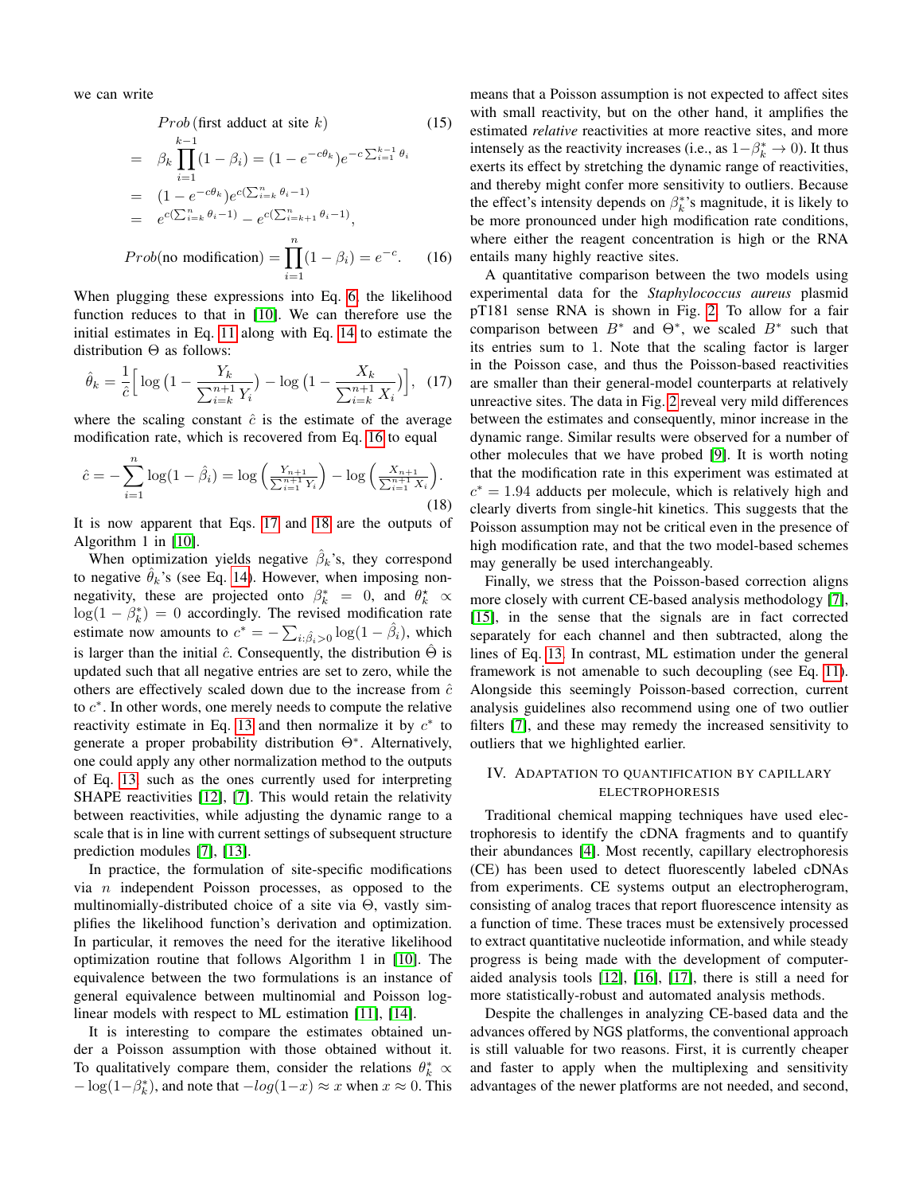we can write

$$
\begin{aligned}
& Prob\,(\text{first adduct at site } k) \qquad (15)\\
= \;& \beta_k \prod_{i=1}^{k-1}(1-\beta_i) = (1-e^{-c\theta_k})e^{-c\sum_{i=1}^{k-1}\theta_i}\\
= \;& (1-e^{-c\theta_k})e^{c(\sum_{i=k}^{n}\theta_i - 1)}\\
= \;& e^{c(\sum_{i=k}^{n}\theta_i-1)} - e^{c(\sum_{i=k+1}^{n}\theta_i-1)},
\end{aligned}
$$

$$
Prob(\text{no modification}) = \prod_{i=1}^{n}(1-\beta_i) = e^{-c}. \qquad (16)
$$

When plugging these expressions into Eq. 6, the likelihood function reduces to that in [10]. We can therefore use the initial estimates in Eq. 11 along with Eq. 14 to estimate the distribution $\Theta$ as follows:

$$
\hat{\theta}_k = \frac{1}{\hat{c}}\Big[\log\big(1-\frac{Y_k}{\sum_{i=k}^{n+1}Y_i}\big) - \log\big(1-\frac{X_k}{\sum_{i=k}^{n+1}X_i}\big)\Big], \quad (17)
$$

where the scaling constant $\hat{c}$ is the estimate of the average modification rate, which is recovered from Eq. 16 to equal

$$
\hat{c} = -\sum_{i=1}^{n}\log(1-\hat{\beta}_i) = \log\Big(\frac{Y_{n+1}}{\sum_{i=1}^{n+1}Y_i}\Big) - \log\Big(\frac{X_{n+1}}{\sum_{i=1}^{n+1}X_i}\Big). \quad (18)
$$

It is now apparent that Eqs. 17 and 18 are the outputs of Algorithm 1 in [10].

When optimization yields negative $\hat{\beta}_k$'s, they correspond to negative $\hat{\theta}_k$'s (see Eq. 14). However, when imposing non-negativity, these are projected onto $\beta_k^* = 0$, and $\theta_k^* \propto \log(1-\beta_k^*) = 0$ accordingly. The revised modification rate estimate now amounts to $c^* = -\sum_{i:\hat{\beta}_i>0}\log(1-\hat{\beta}_i)$, which is larger than the initial $\hat{c}$. Consequently, the distribution $\hat{\Theta}$ is updated such that all negative entries are set to zero, while the others are effectively scaled down due to the increase from $\hat{c}$ to $c^*$. In other words, one merely needs to compute the relative reactivity estimate in Eq. 13 and then normalize it by $c^*$ to generate a proper probability distribution $\Theta^*$. Alternatively, one could apply any other normalization method to the outputs of Eq. 13, such as the ones currently used for interpreting SHAPE reactivities [12], [7]. This would retain the relativity between reactivities, while adjusting the dynamic range to a scale that is in line with current settings of subsequent structure prediction modules [7], [13].

In practice, the formulation of site-specific modifications via $n$ independent Poisson processes, as opposed to the multinomially-distributed choice of a site via $\Theta$, vastly simplifies the likelihood function's derivation and optimization. In particular, it removes the need for the iterative likelihood optimization routine that follows Algorithm 1 in [10]. The equivalence between the two formulations is an instance of general equivalence between multinomial and Poisson log-linear models with respect to ML estimation [11], [14].

It is interesting to compare the estimates obtained under a Poisson assumption with those obtained without it. To qualitatively compare them, consider the relations $\theta_k^* \propto -\log(1-\beta_k^*)$, and note that $-log(1-x) \approx x$ when $x \approx 0$. This means that a Poisson assumption is not expected to affect sites with small reactivity, but on the other hand, it amplifies the estimated *relative* reactivities at more reactive sites, and more intensely as the reactivity increases (i.e., as $1-\beta_k^* \to 0$). It thus exerts its effect by stretching the dynamic range of reactivities, and thereby might confer more sensitivity to outliers. Because the effect's intensity depends on $\beta_k^*$'s magnitude, it is likely to be more pronounced under high modification rate conditions, where either the reagent concentration is high or the RNA entails many highly reactive sites.

A quantitative comparison between the two models using experimental data for the *Staphylococcus aureus* plasmid pT181 sense RNA is shown in Fig. 2. To allow for a fair comparison between $B^*$ and $\Theta^*$, we scaled $B^*$ such that its entries sum to 1. Note that the scaling factor is larger in the Poisson case, and thus the Poisson-based reactivities are smaller than their general-model counterparts at relatively unreactive sites. The data in Fig. 2 reveal very mild differences between the estimates and consequently, minor increase in the dynamic range. Similar results were observed for a number of other molecules that we have probed [9]. It is worth noting that the modification rate in this experiment was estimated at $c^* = 1.94$ adducts per molecule, which is relatively high and clearly diverts from single-hit kinetics. This suggests that the Poisson assumption may not be critical even in the presence of high modification rate, and that the two model-based schemes may generally be used interchangeably.

Finally, we stress that the Poisson-based correction aligns more closely with current CE-based analysis methodology [7], [15], in the sense that the signals are in fact corrected separately for each channel and then subtracted, along the lines of Eq. 13. In contrast, ML estimation under the general framework is not amenable to such decoupling (see Eq. 11). Alongside this seemingly Poisson-based correction, current analysis guidelines also recommend using one of two outlier filters [7], and these may remedy the increased sensitivity to outliers that we highlighted earlier.

## IV. Adaptation to Quantification by Capillary Electrophoresis

Traditional chemical mapping techniques have used electrophoresis to identify the cDNA fragments and to quantify their abundances [4]. Most recently, capillary electrophoresis (CE) has been used to detect fluorescently labeled cDNAs from experiments. CE systems output an electropherogram, consisting of analog traces that report fluorescence intensity as a function of time. These traces must be extensively processed to extract quantitative nucleotide information, and while steady progress is being made with the development of computer-aided analysis tools [12], [16], [17], there is still a need for more statistically-robust and automated analysis methods.

Despite the challenges in analyzing CE-based data and the advances offered by NGS platforms, the conventional approach is still valuable for two reasons. First, it is currently cheaper and faster to apply when the multiplexing and sensitivity advantages of the newer platforms are not needed, and second,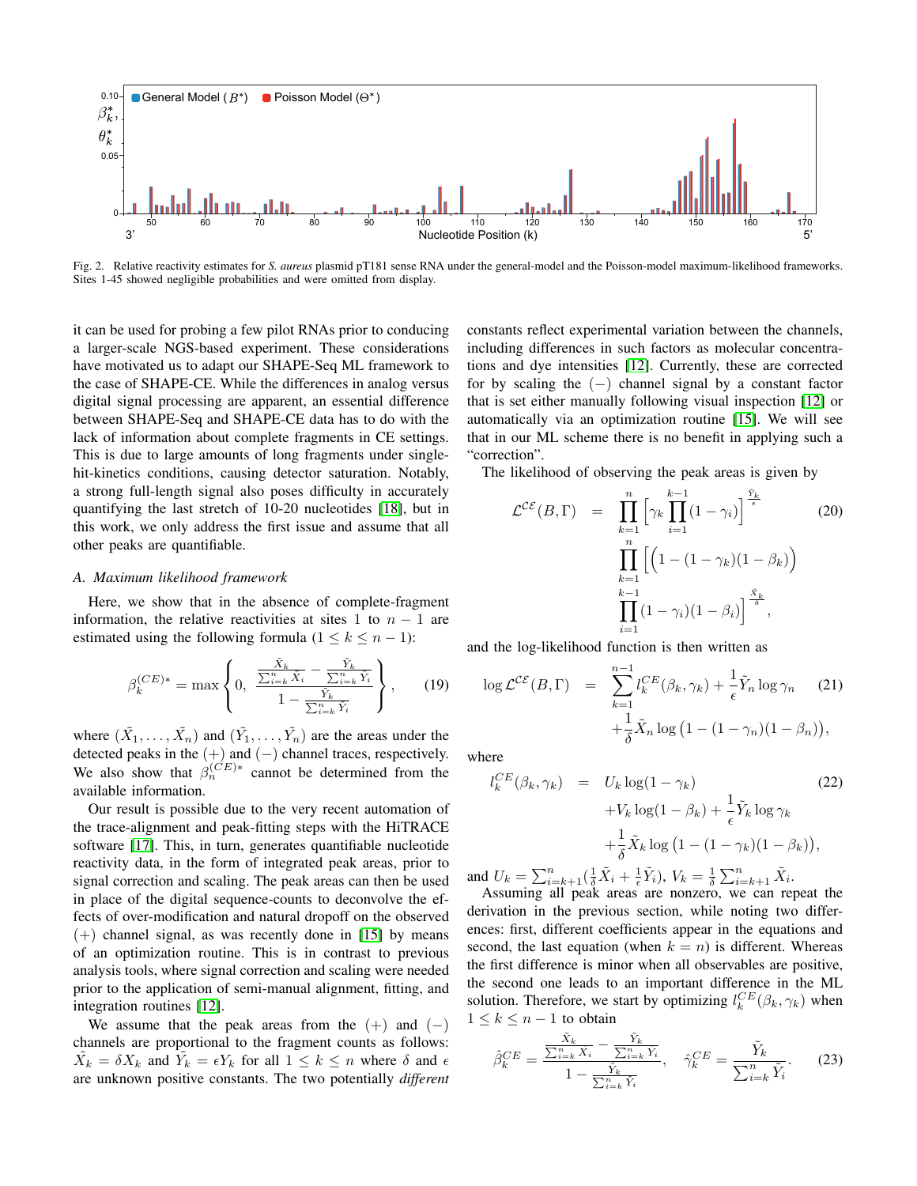Fig. 2. Relative reactivity estimates for *S. aureus* plasmid pT181 sense RNA under the general-model and the Poisson-model maximum-likelihood frameworks. Sites 1-45 showed negligible probabilities and were omitted from display.

it can be used for probing a few pilot RNAs prior to conducing a larger-scale NGS-based experiment. These considerations have motivated us to adapt our SHAPE-Seq ML framework to the case of SHAPE-CE. While the differences in analog versus digital signal processing are apparent, an essential difference between SHAPE-Seq and SHAPE-CE data has to do with the lack of information about complete fragments in CE settings. This is due to large amounts of long fragments under single-hit-kinetics conditions, causing detector saturation. Notably, a strong full-length signal also poses difficulty in accurately quantifying the last stretch of 10-20 nucleotides [18], but in this work, we only address the first issue and assume that all other peaks are quantifiable.

### A. Maximum likelihood framework

Here, we show that in the absence of complete-fragment information, the relative reactivities at sites 1 to $n-1$ are estimated using the following formula ($1 \leq k \leq n-1$):

$$\beta_k^{(CE)*} = \max\left\{0,\ \frac{\frac{\tilde{X}_k}{\sum_{i=k}^n \tilde{X}_i} - \frac{\tilde{Y}_k}{\sum_{i=k}^n \tilde{Y}_i}}{1 - \frac{\tilde{Y}_k}{\sum_{i=k}^n \tilde{Y}_i}}\right\}, \tag{19}$$

where $(\tilde{X}_1, \ldots, \tilde{X}_n)$ and $(\tilde{Y}_1, \ldots, \tilde{Y}_n)$ are the areas under the detected peaks in the $(+)$ and $(-)$ channel traces, respectively. We also show that $\beta_n^{(CE)*}$ cannot be determined from the available information.

Our result is possible due to the very recent automation of the trace-alignment and peak-fitting steps with the HiTRACE software [17]. This, in turn, generates quantifiable nucleotide reactivity data, in the form of integrated peak areas, prior to signal correction and scaling. The peak areas can then be used in place of the digital sequence-counts to deconvolve the effects of over-modification and natural dropoff on the observed $(+)$ channel signal, as was recently done in [15] by means of an optimization routine. This is in contrast to previous analysis tools, where signal correction and scaling were needed prior to the application of semi-manual alignment, fitting, and integration routines [12].

We assume that the peak areas from the $(+)$ and $(-)$ channels are proportional to the fragment counts as follows: $\tilde{X}_k = \delta X_k$ and $\tilde{Y}_k = \epsilon Y_k$ for all $1 \leq k \leq n$ where $\delta$ and $\epsilon$ are unknown positive constants. The two potentially *different* constants reflect experimental variation between the channels, including differences in such factors as molecular concentrations and dye intensities [12]. Currently, these are corrected for by scaling the $(-)$ channel signal by a constant factor that is set either manually following visual inspection [12] or automatically via an optimization routine [15]. We will see that in our ML scheme there is no benefit in applying such a "correction".

The likelihood of observing the peak areas is given by

$$\begin{aligned}\mathcal{L}^{\mathcal{CE}}(B,\Gamma) \;=\; & \prod_{k=1}^{n}\left[\gamma_k \prod_{i=1}^{k-1}(1-\gamma_i)\right]^{\frac{\tilde{Y}_k}{\epsilon}} \\ & \prod_{k=1}^{n}\Bigg[\Big(1-(1-\gamma_k)(1-\beta_k)\Big) \\ & \prod_{i=1}^{k-1}(1-\gamma_i)(1-\beta_i)\Bigg]^{\frac{\tilde{X}_k}{\delta}},\end{aligned} \tag{20}$$

and the log-likelihood function is then written as

$$\begin{aligned}\log \mathcal{L}^{\mathcal{CE}}(B,\Gamma) \;=\; & \sum_{k=1}^{n-1} l_k^{CE}(\beta_k,\gamma_k) + \frac{1}{\epsilon}\tilde{Y}_n \log\gamma_n \\ & + \frac{1}{\delta}\tilde{X}_n \log\big(1-(1-\gamma_n)(1-\beta_n)\big),\end{aligned} \tag{21}$$

where

$$\begin{aligned}l_k^{CE}(\beta_k,\gamma_k) \;=\; & U_k \log(1-\gamma_k) \\ & + V_k \log(1-\beta_k) + \frac{1}{\epsilon}\tilde{Y}_k \log\gamma_k \\ & + \frac{1}{\delta}\tilde{X}_k \log\big(1-(1-\gamma_k)(1-\beta_k)\big),\end{aligned} \tag{22}$$

and $U_k = \sum_{i=k+1}^n (\frac{1}{\delta}\tilde{X}_i + \frac{1}{\epsilon}\tilde{Y}_i)$, $V_k = \frac{1}{\delta}\sum_{i=k+1}^n \tilde{X}_i$.

Assuming all peak areas are nonzero, we can repeat the derivation in the previous section, while noting two differences: first, different coefficients appear in the equations and second, the last equation (when $k=n$) is different. Whereas the first difference is minor when all observables are positive, the second one leads to an important difference in the ML solution. Therefore, we start by optimizing $l_k^{CE}(\beta_k,\gamma_k)$ when $1 \leq k \leq n-1$ to obtain

$$\hat{\beta}_k^{CE} = \frac{\frac{\tilde{X}_k}{\sum_{i=k}^n \tilde{X}_i} - \frac{\tilde{Y}_k}{\sum_{i=k}^n \tilde{Y}_i}}{1 - \frac{\tilde{Y}_k}{\sum_{i=k}^n \tilde{Y}_i}}, \quad \hat{\gamma}_k^{CE} = \frac{\tilde{Y}_k}{\sum_{i=k}^n \tilde{Y}_i}. \tag{23}$$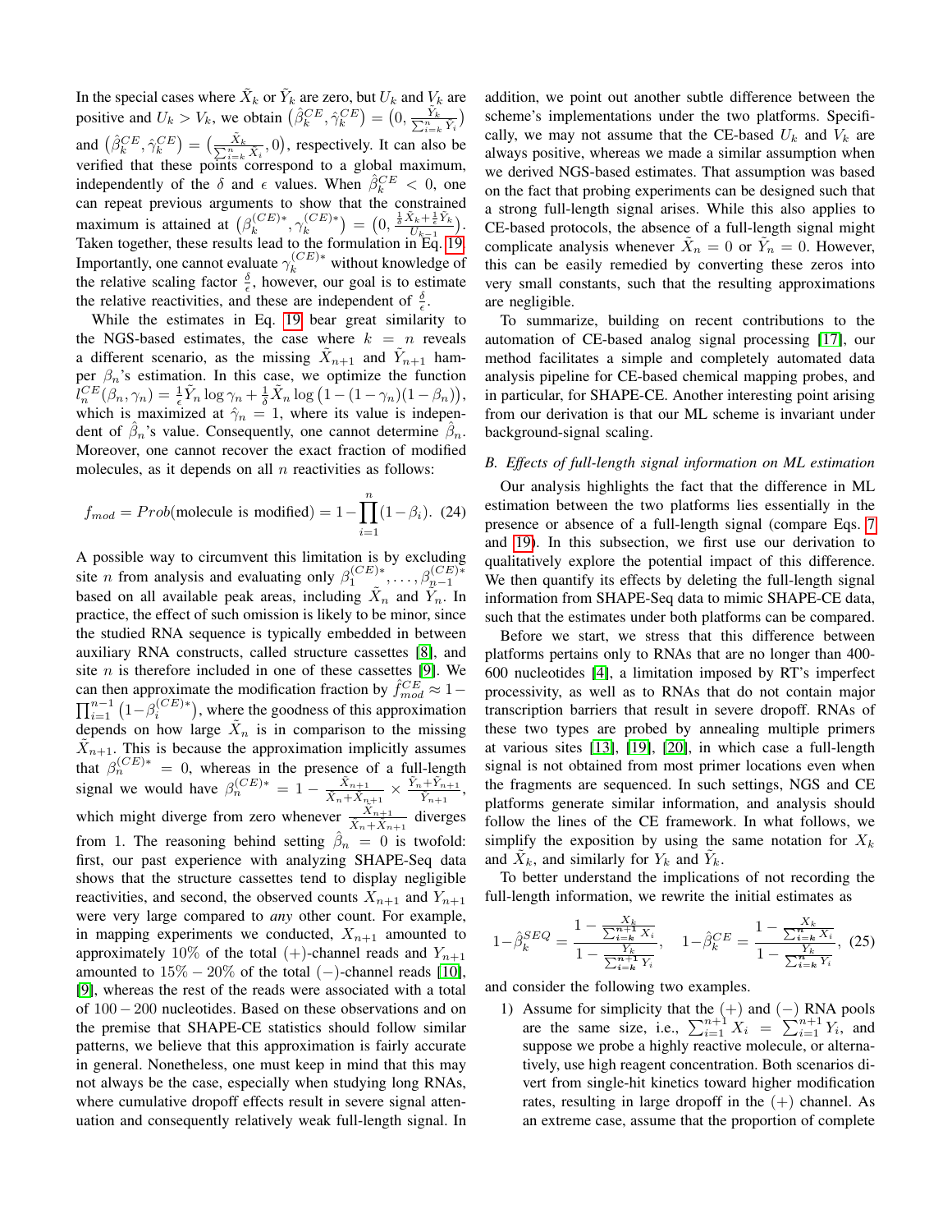In the special cases where $\tilde{X}_k$ or $\tilde{Y}_k$ are zero, but $U_k$ and $V_k$ are positive and $U_k > V_k$, we obtain $\left(\hat{\beta}_k^{CE}, \hat{\gamma}_k^{CE}\right) = \left(0, \frac{\tilde{Y}_k}{\sum_{i=k}^{n} Y_i}\right)$ and $\left(\hat{\beta}_k^{CE}, \hat{\gamma}_k^{CE}\right) = \left(\frac{\tilde{X}_k}{\sum_{i=k}^{n} X_i}, 0\right)$, respectively. It can also be verified that these points correspond to a global maximum, independently of the $\delta$ and $\epsilon$ values. When $\hat{\beta}_k^{CE} < 0$, one can repeat previous arguments to show that the constrained maximum is attained at $\left(\beta_k^{(CE)*}, \gamma_k^{(CE)*}\right) = \left(0, \frac{\frac{1}{\delta}\tilde{X}_k + \frac{1}{\epsilon}\tilde{Y}_k}{U_{k-1}}\right)$. Taken together, these results lead to the formulation in Eq. 19. Importantly, one cannot evaluate $\gamma_k^{(CE)*}$ without knowledge of the relative scaling factor $\frac{\delta}{\epsilon}$, however, our goal is to estimate the relative reactivities, and these are independent of $\frac{\delta}{\epsilon}$.

While the estimates in Eq. 19 bear great similarity to the NGS-based estimates, the case where $k = n$ reveals a different scenario, as the missing $\tilde{X}_{n+1}$ and $\tilde{Y}_{n+1}$ hamper $\beta_n$'s estimation. In this case, we optimize the function $l_n^{CE}(\beta_n, \gamma_n) = \frac{1}{\epsilon}\tilde{Y}_n \log \gamma_n + \frac{1}{\delta}\tilde{X}_n \log\left(1 - (1-\gamma_n)(1-\beta_n)\right)$, which is maximized at $\hat{\gamma}_n = 1$, where its value is independent of $\hat{\beta}_n$'s value. Consequently, one cannot determine $\hat{\beta}_n$. Moreover, one cannot recover the exact fraction of modified molecules, as it depends on all $n$ reactivities as follows:

$$f_{mod} = Prob(\text{molecule is modified}) = 1 - \prod_{i=1}^{n}(1-\beta_i). \quad (24)$$

A possible way to circumvent this limitation is by excluding site $n$ from analysis and evaluating only $\beta_1^{(CE)*}, \ldots, \beta_{n-1}^{(CE)*}$ based on all available peak areas, including $\tilde{X}_n$ and $\tilde{Y}_n$. In practice, the effect of such omission is likely to be minor, since the studied RNA sequence is typically embedded in between auxiliary RNA constructs, called structure cassettes [8], and site $n$ is therefore included in one of these cassettes [9]. We can then approximate the modification fraction by $\hat{f}_{mod}^{CE} \approx 1 - \prod_{i=1}^{n-1}\left(1-\beta_i^{(CE)*}\right)$, where the goodness of this approximation depends on how large $\tilde{X}_n$ is in comparison to the missing $\tilde{X}_{n+1}$. This is because the approximation implicitly assumes that $\beta_n^{(CE)*} = 0$, whereas in the presence of a full-length signal we would have $\beta_n^{(CE)*} = 1 - \frac{\tilde{X}_{n+1}}{\tilde{X}_n + \tilde{X}_{n+1}} \times \frac{\tilde{Y}_n + \tilde{Y}_{n+1}}{\tilde{Y}_{n+1}}$, which might diverge from zero whenever $\frac{\tilde{X}_{n+1}}{\tilde{X}_n + \tilde{X}_{n+1}}$ diverges from 1. The reasoning behind setting $\hat{\beta}_n = 0$ is twofold: first, our past experience with analyzing SHAPE-Seq data shows that the structure cassettes tend to display negligible reactivities, and second, the observed counts $X_{n+1}$ and $Y_{n+1}$ were very large compared to *any* other count. For example, in mapping experiments we conducted, $X_{n+1}$ amounted to approximately 10% of the total (+)-channel reads and $Y_{n+1}$ amounted to $15\% - 20\%$ of the total (−)-channel reads [10], [9], whereas the rest of the reads were associated with a total of $100 - 200$ nucleotides. Based on these observations and on the premise that SHAPE-CE statistics should follow similar patterns, we believe that this approximation is fairly accurate in general. Nonetheless, one must keep in mind that this may not always be the case, especially when studying long RNAs, where cumulative dropoff effects result in severe signal attenuation and consequently relatively weak full-length signal. In addition, we point out another subtle difference between the scheme's implementations under the two platforms. Specifically, we may not assume that the CE-based $U_k$ and $V_k$ are always positive, whereas we made a similar assumption when we derived NGS-based estimates. That assumption was based on the fact that probing experiments can be designed such that a strong full-length signal arises. While this also applies to CE-based protocols, the absence of a full-length signal might complicate analysis whenever $\tilde{X}_n = 0$ or $\tilde{Y}_n = 0$. However, this can be easily remedied by converting these zeros into very small constants, such that the resulting approximations are negligible.

To summarize, building on recent contributions to the automation of CE-based analog signal processing [17], our method facilitates a simple and completely automated data analysis pipeline for CE-based chemical mapping probes, and in particular, for SHAPE-CE. Another interesting point arising from our derivation is that our ML scheme is invariant under background-signal scaling.

### *B. Effects of full-length signal information on ML estimation*

Our analysis highlights the fact that the difference in ML estimation between the two platforms lies essentially in the presence or absence of a full-length signal (compare Eqs. 7 and 19). In this subsection, we first use our derivation to qualitatively explore the potential impact of this difference. We then quantify its effects by deleting the full-length signal information from SHAPE-Seq data to mimic SHAPE-CE data, such that the estimates under both platforms can be compared.

Before we start, we stress that this difference between platforms pertains only to RNAs that are no longer than 400-600 nucleotides [4], a limitation imposed by RT's imperfect processivity, as well as to RNAs that do not contain major transcription barriers that result in severe dropoff. RNAs of these two types are probed by annealing multiple primers at various sites [13], [19], [20], in which case a full-length signal is not obtained from most primer locations even when the fragments are sequenced. In such settings, NGS and CE platforms generate similar information, and analysis should follow the lines of the CE framework. In what follows, we simplify the exposition by using the same notation for $X_k$ and $\tilde{X}_k$, and similarly for $Y_k$ and $\tilde{Y}_k$.

To better understand the implications of not recording the full-length information, we rewrite the initial estimates as

$$1 - \hat{\beta}_k^{SEQ} = \frac{1 - \frac{X_k}{\sum_{i=k}^{n+1} X_i}}{1 - \frac{Y_k}{\sum_{i=k}^{n+1} Y_i}}, \quad 1 - \hat{\beta}_k^{CE} = \frac{1 - \frac{X_k}{\sum_{i=k}^{n} X_i}}{1 - \frac{Y_k}{\sum_{i=k}^{n} Y_i}}, \quad (25)$$

and consider the following two examples.

1) Assume for simplicity that the (+) and (−) RNA pools are the same size, i.e., $\sum_{i=1}^{n+1} X_i = \sum_{i=1}^{n+1} Y_i$, and suppose we probe a highly reactive molecule, or alternatively, use high reagent concentration. Both scenarios divert from single-hit kinetics toward higher modification rates, resulting in large dropoff in the (+) channel. As an extreme case, assume that the proportion of complete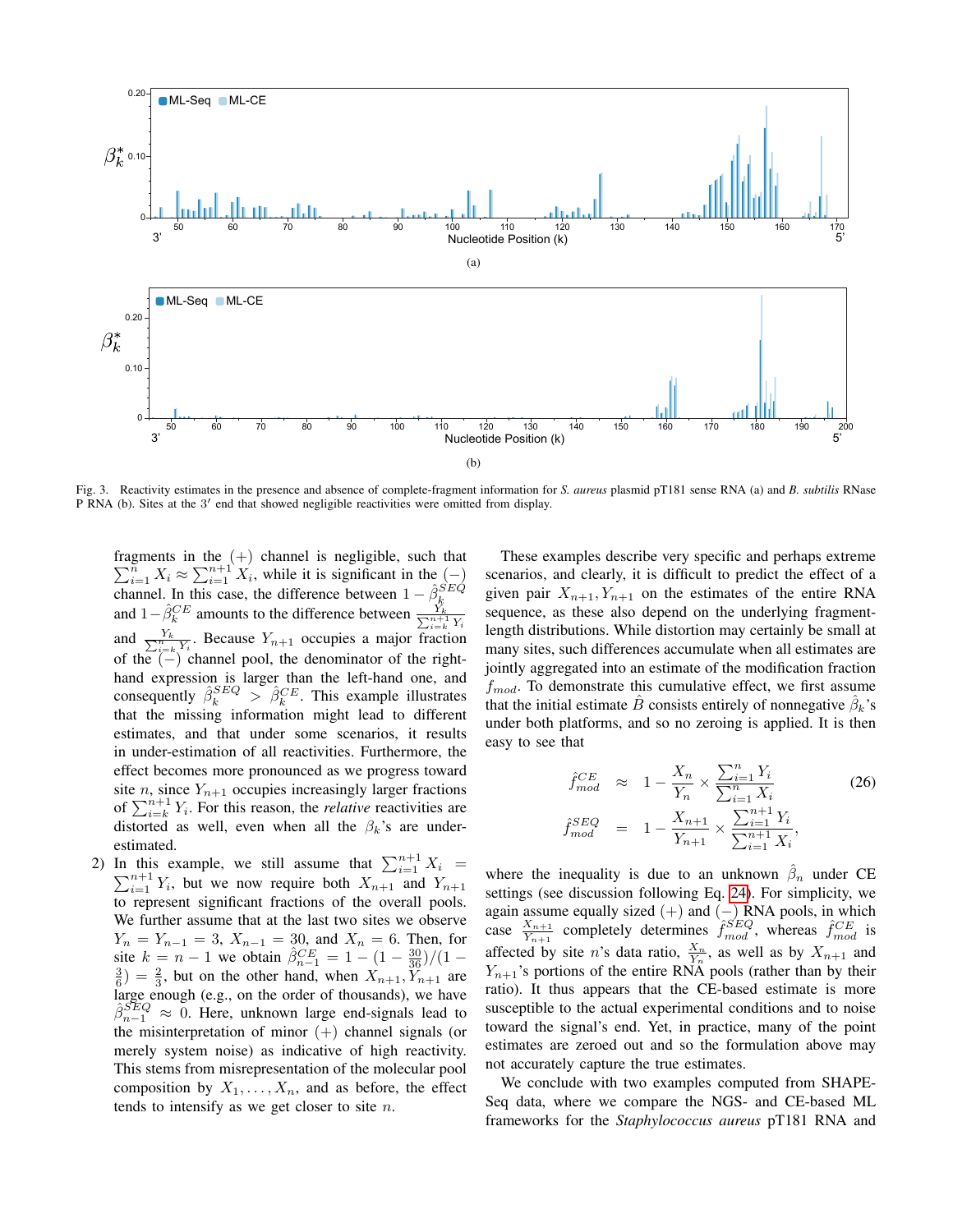Fig. 3. Reactivity estimates in the presence and absence of complete-fragment information for *S. aureus* plasmid pT181 sense RNA (a) and *B. subtilis* RNase P RNA (b). Sites at the $3'$ end that showed negligible reactivities were omitted from display.

fragments in the $(+)$ channel is negligible, such that $\sum_{i=1}^{n} X_i \approx \sum_{i=1}^{n+1} X_i$, while it is significant in the $(-)$ channel. In this case, the difference between $1-\hat{\beta}_k^{SEQ}$ and $1-\hat{\beta}_k^{CE}$ amounts to the difference between $\frac{Y_k}{\sum_{i=k}^{n+1} Y_i}$ and $\frac{Y_k}{\sum_{i=k}^{n} Y_i}$. Because $Y_{n+1}$ occupies a major fraction of the $(-)$ channel pool, the denominator of the right-hand expression is larger than the left-hand one, and consequently $\hat{\beta}_k^{SEQ} > \hat{\beta}_k^{CE}$. This example illustrates that the missing information might lead to different estimates, and that under some scenarios, it results in under-estimation of all reactivities. Furthermore, the effect becomes more pronounced as we progress toward site $n$, since $Y_{n+1}$ occupies increasingly larger fractions of $\sum_{i=k}^{n+1} Y_i$. For this reason, the *relative* reactivities are distorted as well, even when all the $\beta_k$'s are under-estimated.

2) In this example, we still assume that $\sum_{i=1}^{n+1} X_i = \sum_{i=1}^{n+1} Y_i$, but we now require both $X_{n+1}$ and $Y_{n+1}$ to represent significant fractions of the overall pools. We further assume that at the last two sites we observe $Y_n = Y_{n-1} = 3$, $X_{n-1} = 30$, and $X_n = 6$. Then, for site $k = n-1$ we obtain $\hat{\beta}_{n-1}^{CE} = 1 - (1 - \frac{30}{36})/(1 - \frac{3}{6}) = \frac{2}{3}$, but on the other hand, when $X_{n+1}, Y_{n+1}$ are large enough (e.g., on the order of thousands), we have $\hat{\beta}_{n-1}^{SEQ} \approx 0$. Here, unknown large end-signals lead to the misinterpretation of minor $(+)$ channel signals (or merely system noise) as indicative of high reactivity. This stems from misrepresentation of the molecular pool composition by $X_1, \ldots, X_n$, and as before, the effect tends to intensify as we get closer to site $n$.

These examples describe very specific and perhaps extreme scenarios, and clearly, it is difficult to predict the effect of a given pair $X_{n+1}, Y_{n+1}$ on the estimates of the entire RNA sequence, as these also depend on the underlying fragment-length distributions. While distortion may certainly be small at many sites, such differences accumulate when all estimates are jointly aggregated into an estimate of the modification fraction $f_{mod}$. To demonstrate this cumulative effect, we first assume that the initial estimate $\hat{B}$ consists entirely of nonnegative $\hat{\beta}_k$'s under both platforms, and so no zeroing is applied. It is then easy to see that

$$
\begin{aligned}
\hat{f}_{mod}^{CE} &\approx 1 - \frac{X_n}{Y_n} \times \frac{\sum_{i=1}^{n} Y_i}{\sum_{i=1}^{n} X_i} \\
\hat{f}_{mod}^{SEQ} &= 1 - \frac{X_{n+1}}{Y_{n+1}} \times \frac{\sum_{i=1}^{n+1} Y_i}{\sum_{i=1}^{n+1} X_i},
\end{aligned}
\tag{26}
$$

where the inequality is due to an unknown $\hat{\beta}_n$ under CE settings (see discussion following Eq. 24). For simplicity, we again assume equally sized $(+)$ and $(-)$ RNA pools, in which case $\frac{X_{n+1}}{Y_{n+1}}$ completely determines $\hat{f}_{mod}^{SEQ}$, whereas $\hat{f}_{mod}^{CE}$ is affected by site $n$'s data ratio, $\frac{X_n}{Y_n}$, as well as by $X_{n+1}$ and $Y_{n+1}$'s portions of the entire RNA pools (rather than by their ratio). It thus appears that the CE-based estimate is more susceptible to the actual conditions and to noise toward the signal's end. Yet, in practice, many of the point estimates are zeroed out and so the formulation above may not accurately capture the true estimates.

We conclude with two examples computed from SHAPE-Seq data, where we compare the NGS- and CE-based ML frameworks for the *Staphylococcus aureus* pT181 RNA and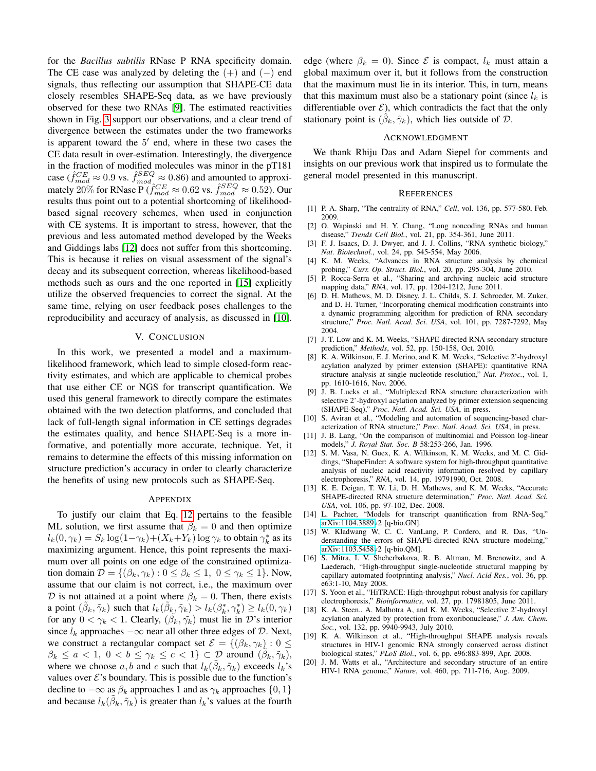for the *Bacillus subtilis* RNase P RNA specificity domain. The CE case was analyzed by deleting the (+) and (−) end signals, thus reflecting our assumption that SHAPE-CE data closely resembles SHAPE-Seq data, as we have previously observed for these two RNAs [9]. The estimated reactivities shown in Fig. 3 support our observations, and a clear trend of divergence between the estimates under the two frameworks is apparent toward the $5'$ end, where in these two cases the CE data result in over-estimation. Interestingly, the divergence in the fraction of modified molecules was minor in the pT181 case ($\hat{f}^{CE}_{mod} \approx 0.9$ vs. $\hat{f}^{SEQ}_{mod} \approx 0.86$) and amounted to approximately 20% for RNase P ($\hat{f}^{CE}_{mod} \approx 0.62$ vs. $\hat{f}^{SEQ}_{mod} \approx 0.52$). Our results thus point out to a potential shortcoming of likelihood-based signal recovery schemes, when used in conjunction with CE systems. It is important to stress, however, that the previous and less automated method developed by the Weeks and Giddings labs [12] does not suffer from this shortcoming. This is because it relies on visual assessment of the signal's decay and its subsequent correction, whereas likelihood-based methods such as ours and the one reported in [15] explicitly utilize the observed frequencies to correct the signal. At the same time, relying on user feedback poses challenges to the reproducibility and accuracy of analysis, as discussed in [10].

## V. Conclusion

In this work, we presented a model and a maximum-likelihood framework, which lead to simple closed-form reactivity estimates, and which are applicable to chemical probes that use either CE or NGS for transcript quantification. We used this general framework to directly compare the estimates obtained with the two detection platforms, and concluded that lack of full-length signal information in CE settings degrades the estimates quality, and hence SHAPE-Seq is a more informative, and potentially more accurate, technique. Yet, it remains to determine the effects of this missing information on structure prediction's accuracy in order to clearly characterize the benefits of using new protocols such as SHAPE-Seq.

## Appendix

To justify our claim that Eq. 12 pertains to the feasible ML solution, we first assume that $\beta_k = 0$ and then optimize $l_k(0, \gamma_k) = S_k \log(1-\gamma_k) + (X_k + Y_k) \log \gamma_k$ to obtain $\gamma_k^*$ as its maximizing argument. Hence, this point represents the maximum over all points on one edge of the constrained optimization domain $\mathcal{D} = \{(\beta_k, \gamma_k) : 0 \leq \beta_k \leq 1,\ 0 \leq \gamma_k \leq 1\}$. Now, assume that our claim is not correct, i.e., the maximum over $\mathcal{D}$ is not attained at a point where $\beta_k = 0$. Then, there exists a point $(\tilde{\beta}_k, \tilde{\gamma}_k)$ such that $l_k(\tilde{\beta}_k, \tilde{\gamma}_k) > l_k(\beta_k^*, \gamma_k^*) \geq l_k(0, \gamma_k)$ for any $0 < \gamma_k < 1$. Clearly, $(\tilde{\beta}_k, \tilde{\gamma}_k)$ must lie in $\mathcal{D}$'s interior since $l_k$ approaches $-\infty$ near all other three edges of $\mathcal{D}$. Next, we construct a rectangular compact set $\mathcal{E} = \{(\beta_k, \gamma_k) : 0 \leq \beta_k \leq a < 1,\ 0 < b \leq \gamma_k \leq c < 1\} \subset \mathcal{D}$ around $(\tilde{\beta}_k, \tilde{\gamma}_k)$, where we choose $a, b$ and $c$ such that $l_k(\tilde{\beta}_k, \tilde{\gamma}_k)$ exceeds $l_k$'s values over $\mathcal{E}$'s boundary. This is possible due to the function's decline to $-\infty$ as $\beta_k$ approaches 1 and as $\gamma_k$ approaches $\{0, 1\}$ and because $l_k(\tilde{\beta}_k, \tilde{\gamma}_k)$ is greater than $l_k$'s values at the fourth edge (where $\beta_k = 0$). Since $\mathcal{E}$ is compact, $l_k$ must attain a global maximum over it, but it follows from the construction that the maximum must lie in its interior. This, in turn, means that this maximum must also be a stationary point (since $l_k$ is differentiable over $\mathcal{E}$), which contradicts the fact that the only stationary point is $(\hat{\beta}_k, \hat{\gamma}_k)$, which lies outside of $\mathcal{D}$.

## Acknowledgment

We thank Rhiju Das and Adam Siepel for comments and insights on our previous work that inspired us to formulate the general model presented in this manuscript.

## References

[1] P. A. Sharp, "The centrality of RNA," *Cell*, vol. 136, pp. 577-580, Feb. 2009.

[2] O. Wapinski and H. Y. Chang, "Long noncoding RNAs and human disease," *Trends Cell Biol.*, vol. 21, pp. 354-361, June 2011.

[3] F. J. Isaacs, D. J. Dwyer, and J. J. Collins, "RNA synthetic biology," *Nat. Biotechnol.*, vol. 24, pp. 545-554, May 2006.

[4] K. M. Weeks, "Advances in RNA structure analysis by chemical probing," *Curr. Op. Struct. Biol.*, vol. 20, pp. 295-304, June 2010.

[5] P. Rocca-Serra et al., "Sharing and archiving nucleic acid structure mapping data," *RNA*, vol. 17, pp. 1204-1212, June 2011.

[6] D. H. Mathews, M. D. Disney, J. L. Childs, S. J. Schroeder, M. Zuker, and D. H. Turner, "Incorporating chemical modification constraints into a dynamic programming algorithm for prediction of RNA secondary structure," *Proc. Natl. Acad. Sci. USA*, vol. 101, pp. 7287-7292, May 2004.

[7] J. T. Low and K. M. Weeks, "SHAPE-directed RNA secondary structure prediction," *Methods*, vol. 52, pp. 150-158, Oct. 2010.

[8] K. A. Wilkinson, E. J. Merino, and K. M. Weeks, "Selective 2'-hydroxyl acylation analyzed by primer extension (SHAPE): quantitative RNA structure analysis at single nucleotide resolution," *Nat. Protoc.*, vol. 1, pp. 1610-1616, Nov. 2006.

[9] J. B. Lucks et al., "Multiplexed RNA structure characterization with selective 2'-hydroxyl acylation analyzed by primer extension sequencing (SHAPE-Seq)," *Proc. Natl. Acad. Sci. USA*, in press.

[10] S. Aviran et al., "Modeling and automation of sequencing-based characterization of RNA structure," *Proc. Natl. Acad. Sci. USA*, in press.

[11] J. B. Lang, "On the comparison of multinomial and Poisson log-linear models," *J. Royal Stat. Soc. B* 58:253-266, Jan. 1996.

[12] S. M. Vasa, N. Guex, K. A. Wilkinson, K. M. Weeks, and M. C. Giddings, "ShapeFinder: A software system for high-throughput quantitative analysis of nucleic acid reactivity information resolved by capillary electrophoresis," *RNA*, vol. 14, pp. 19791990, Oct. 2008.

[13] K. E. Deigan, T. W. Li, D. H. Mathews, and K. M. Weeks, "Accurate SHAPE-directed RNA structure determination," *Proc. Natl. Acad. Sci. USA*, vol. 106, pp. 97-102, Dec. 2008.

[14] L. Pachter, "Models for transcript quantification from RNA-Seq," arXiv:1104.3889v2 [q-bio.GN].

[15] W. Kladwang W, C. C. VanLang, P. Cordero, and R. Das, "Understanding the errors of SHAPE-directed RNA structure modeling," arXiv:1103.5458v2 [q-bio.QM].

[16] S. Mitra, I. V. Shcherbakova, R. B. Altman, M. Brenowitz, and A. Laederach, "High-throughput single-nucleotide structural mapping by capillary automated footprinting analysis," *Nucl. Acid Res.*, vol. 36, pp. e63:1-10, May 2008.

[17] S. Yoon et al., "HiTRACE: High-throughput robust analysis for capillary electrophoresis," *Bioinformatics*, vol. 27, pp. 17981805, June 2011.

[18] K. A. Steen., A. Malhotra A, and K. M. Weeks, "Selective 2'-hydroxyl acylation analyzed by protection from exoribonuclease," *J. Am. Chem. Soc.*, vol. 132, pp. 9940-9943, July 2010.

[19] K. A. Wilkinson et al., "High-throughput SHAPE analysis reveals structures in HIV-1 genomic RNA strongly conserved across distinct biological states," *PLoS Biol.*, vol. 6, pp. e96:883-899, Apr. 2008.

[20] J. M. Watts et al., "Architecture and secondary structure of an entire HIV-1 RNA genome," *Nature*, vol. 460, pp. 711-716, Aug. 2009.